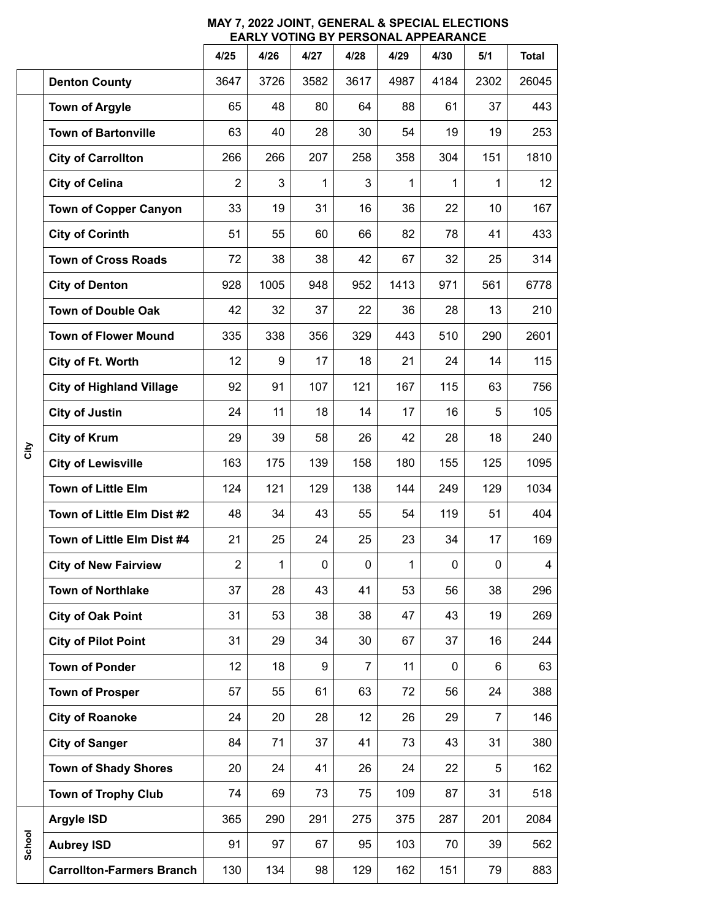**MAY 7, 2022 JOINT, GENERAL & SPECIAL ELECTIONS**
**EARLY VOTING BY PERSONAL APPEARANCE**

| | | 4/25 | 4/26 | 4/27 | 4/28 | 4/29 | 4/30 | 5/1 | Total |
|---|---|---|---|---|---|---|---|---|---|
| | **Denton County** | 3647 | 3726 | 3582 | 3617 | 4987 | 4184 | 2302 | 26045 |
| City | **Town of Argyle** | 65 | 48 | 80 | 64 | 88 | 61 | 37 | 443 |
| | **Town of Bartonville** | 63 | 40 | 28 | 30 | 54 | 19 | 19 | 253 |
| | **City of Carrollton** | 266 | 266 | 207 | 258 | 358 | 304 | 151 | 1810 |
| | **City of Celina** | 2 | 3 | 1 | 3 | 1 | 1 | 1 | 12 |
| | **Town of Copper Canyon** | 33 | 19 | 31 | 16 | 36 | 22 | 10 | 167 |
| | **City of Corinth** | 51 | 55 | 60 | 66 | 82 | 78 | 41 | 433 |
| | **Town of Cross Roads** | 72 | 38 | 38 | 42 | 67 | 32 | 25 | 314 |
| | **City of Denton** | 928 | 1005 | 948 | 952 | 1413 | 971 | 561 | 6778 |
| | **Town of Double Oak** | 42 | 32 | 37 | 22 | 36 | 28 | 13 | 210 |
| | **Town of Flower Mound** | 335 | 338 | 356 | 329 | 443 | 510 | 290 | 2601 |
| | **City of Ft. Worth** | 12 | 9 | 17 | 18 | 21 | 24 | 14 | 115 |
| | **City of Highland Village** | 92 | 91 | 107 | 121 | 167 | 115 | 63 | 756 |
| | **City of Justin** | 24 | 11 | 18 | 14 | 17 | 16 | 5 | 105 |
| | **City of Krum** | 29 | 39 | 58 | 26 | 42 | 28 | 18 | 240 |
| | **City of Lewisville** | 163 | 175 | 139 | 158 | 180 | 155 | 125 | 1095 |
| | **Town of Little Elm** | 124 | 121 | 129 | 138 | 144 | 249 | 129 | 1034 |
| | **Town of Little Elm Dist #2** | 48 | 34 | 43 | 55 | 54 | 119 | 51 | 404 |
| | **Town of Little Elm Dist #4** | 21 | 25 | 24 | 25 | 23 | 34 | 17 | 169 |
| | **City of New Fairview** | 2 | 1 | 0 | 0 | 1 | 0 | 0 | 4 |
| | **Town of Northlake** | 37 | 28 | 43 | 41 | 53 | 56 | 38 | 296 |
| | **City of Oak Point** | 31 | 53 | 38 | 38 | 47 | 43 | 19 | 269 |
| | **City of Pilot Point** | 31 | 29 | 34 | 30 | 67 | 37 | 16 | 244 |
| | **Town of Ponder** | 12 | 18 | 9 | 7 | 11 | 0 | 6 | 63 |
| | **Town of Prosper** | 57 | 55 | 61 | 63 | 72 | 56 | 24 | 388 |
| | **City of Roanoke** | 24 | 20 | 28 | 12 | 26 | 29 | 7 | 146 |
| | **City of Sanger** | 84 | 71 | 37 | 41 | 73 | 43 | 31 | 380 |
| | **Town of Shady Shores** | 20 | 24 | 41 | 26 | 24 | 22 | 5 | 162 |
| | **Town of Trophy Club** | 74 | 69 | 73 | 75 | 109 | 87 | 31 | 518 |
| School | **Argyle ISD** | 365 | 290 | 291 | 275 | 375 | 287 | 201 | 2084 |
| | **Aubrey ISD** | 91 | 97 | 67 | 95 | 103 | 70 | 39 | 562 |
| | **Carrollton-Farmers Branch** | 130 | 134 | 98 | 129 | 162 | 151 | 79 | 883 |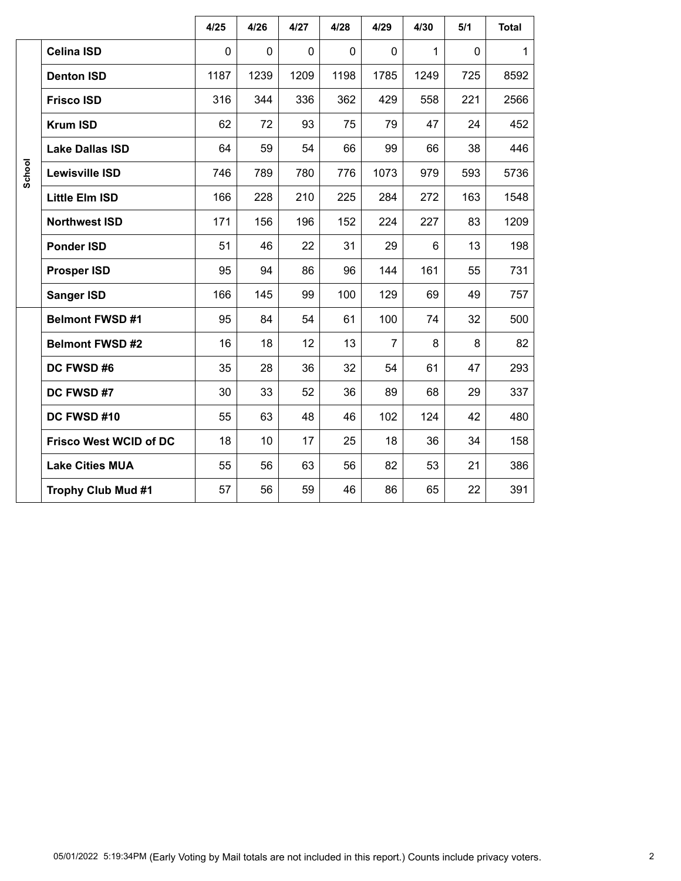| | | 4/25 | 4/26 | 4/27 | 4/28 | 4/29 | 4/30 | 5/1 | Total |
|---|---|---|---|---|---|---|---|---|---|
| School | **Celina ISD** | 0 | 0 | 0 | 0 | 0 | 1 | 0 | 1 |
| | **Denton ISD** | 1187 | 1239 | 1209 | 1198 | 1785 | 1249 | 725 | 8592 |
| | **Frisco ISD** | 316 | 344 | 336 | 362 | 429 | 558 | 221 | 2566 |
| | **Krum ISD** | 62 | 72 | 93 | 75 | 79 | 47 | 24 | 452 |
| | **Lake Dallas ISD** | 64 | 59 | 54 | 66 | 99 | 66 | 38 | 446 |
| | **Lewisville ISD** | 746 | 789 | 780 | 776 | 1073 | 979 | 593 | 5736 |
| | **Little Elm ISD** | 166 | 228 | 210 | 225 | 284 | 272 | 163 | 1548 |
| | **Northwest ISD** | 171 | 156 | 196 | 152 | 224 | 227 | 83 | 1209 |
| | **Ponder ISD** | 51 | 46 | 22 | 31 | 29 | 6 | 13 | 198 |
| | **Prosper ISD** | 95 | 94 | 86 | 96 | 144 | 161 | 55 | 731 |
| | **Sanger ISD** | 166 | 145 | 99 | 100 | 129 | 69 | 49 | 757 |
| | **Belmont FWSD #1** | 95 | 84 | 54 | 61 | 100 | 74 | 32 | 500 |
| | **Belmont FWSD #2** | 16 | 18 | 12 | 13 | 7 | 8 | 8 | 82 |
| | **DC FWSD #6** | 35 | 28 | 36 | 32 | 54 | 61 | 47 | 293 |
| | **DC FWSD #7** | 30 | 33 | 52 | 36 | 89 | 68 | 29 | 337 |
| | **DC FWSD #10** | 55 | 63 | 48 | 46 | 102 | 124 | 42 | 480 |
| | **Frisco West WCID of DC** | 18 | 10 | 17 | 25 | 18 | 36 | 34 | 158 |
| | **Lake Cities MUA** | 55 | 56 | 63 | 56 | 82 | 53 | 21 | 386 |
| | **Trophy Club Mud #1** | 57 | 56 | 59 | 46 | 86 | 65 | 22 | 391 |

05/01/2022 5:19:34PM (Early Voting by Mail totals are not included in this report.) Counts include privacy voters.